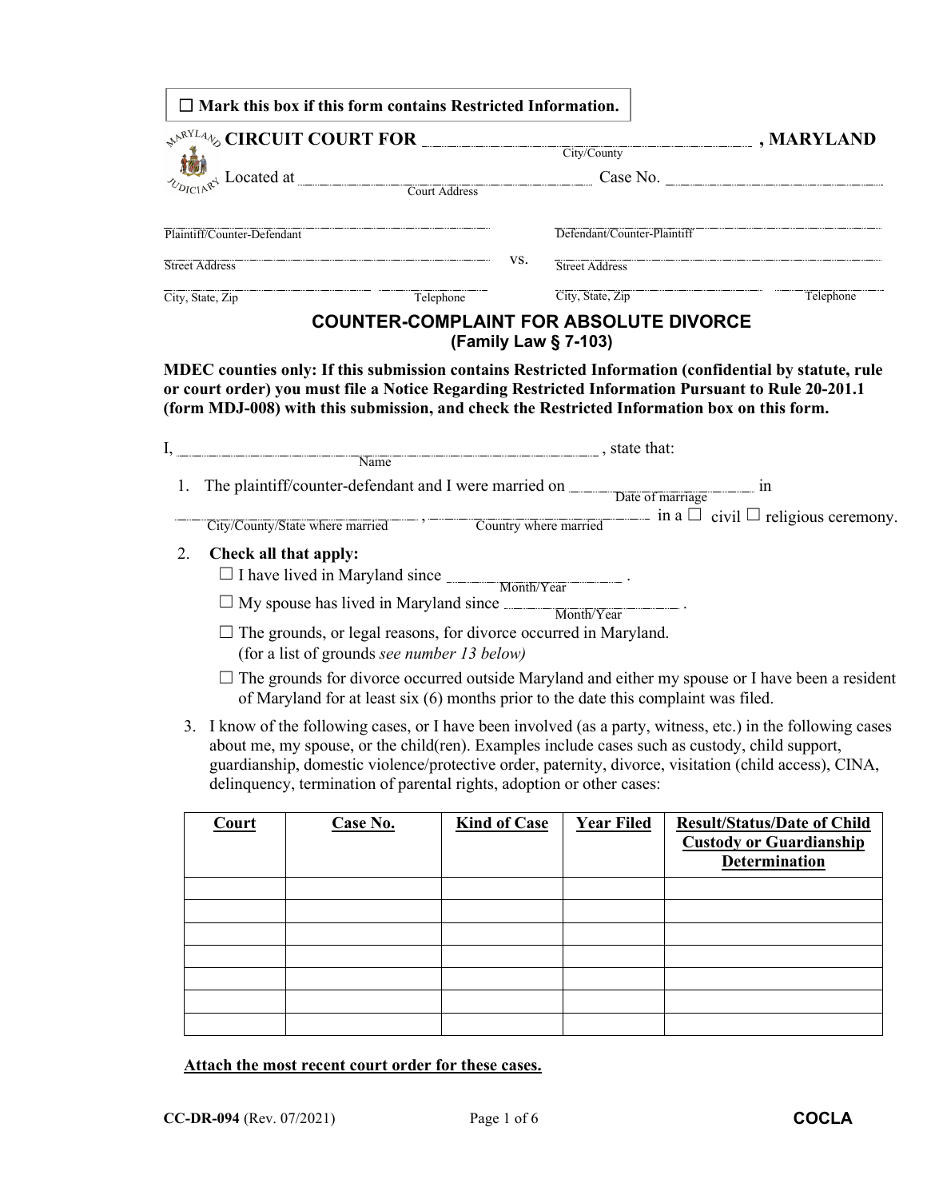☐ **Mark this box if this form contains Restricted Information.**

**CIRCUIT COURT FOR** ______________________ **, MARYLAND**
City/County

Located at ______________________ Case No. ______________________
Court Address

| | | |
|---|---|---|
| Plaintiff/Counter-Defendant | vs. | Defendant/Counter-Plaintiff |
| Street Address | | Street Address |
| City, State, Zip / Telephone | | City, State, Zip / Telephone |

## COUNTER-COMPLAINT FOR ABSOLUTE DIVORCE
### (Family Law § 7-103)

**MDEC counties only: If this submission contains Restricted Information (confidential by statute, rule or court order) you must file a Notice Regarding Restricted Information Pursuant to Rule 20-201.1 (form MDJ-008) with this submission, and check the Restricted Information box on this form.**

I, ______________________ , state that:
Name

1. The plaintiff/counter-defendant and I were married on ______________ in
   Date of marriage

   ______________________ , ______________________ in a ☐ civil ☐ religious ceremony.
   City/County/State where married, Country where married

2. **Check all that apply:**
   - ☐ I have lived in Maryland since ______________ .
     Month/Year
   - ☐ My spouse has lived in Maryland since ______________ .
     Month/Year
   - ☐ The grounds, or legal reasons, for divorce occurred in Maryland. (for a list of grounds *see number 13 below)*
   - ☐ The grounds for divorce occurred outside Maryland and either my spouse or I have been a resident of Maryland for at least six (6) months prior to the date this complaint was filed.

3. I know of the following cases, or I have been involved (as a party, witness, etc.) in the following cases about me, my spouse, or the child(ren). Examples include cases such as custody, child support, guardianship, domestic violence/protective order, paternity, divorce, visitation (child access), CINA, delinquency, termination of parental rights, adoption or other cases:

| Court | Case No. | Kind of Case | Year Filed | Result/Status/Date of Child Custody or Guardianship Determination |
|---|---|---|---|---|
| | | | | |
| | | | | |
| | | | | |
| | | | | |
| | | | | |
| | | | | |
| | | | | |

**Attach the most recent court order for these cases.**

**CC-DR-094** (Rev. 07/2021) **COCLA**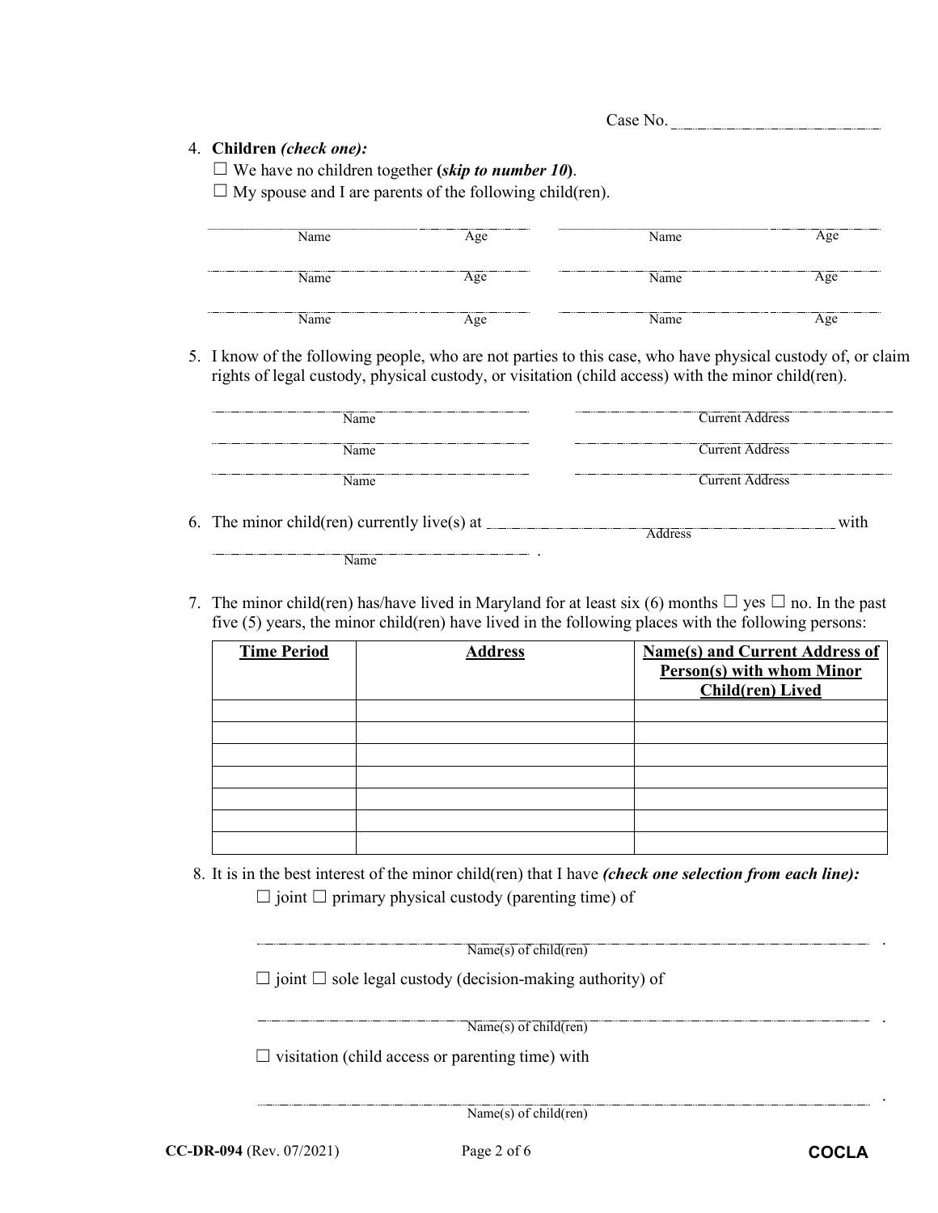Case No. ______________________

4. **Children** ***(check one):***

   ☐ We have no children together **(*skip to number 10*)**.

   ☐ My spouse and I are parents of the following child(ren).

   | Name | Age | Name | Age |
   |---|---|---|---|
   | | | | |
   | | | | |
   | | | | |

5. I know of the following people, who are not parties to this case, who have physical custody of, or claim rights of legal custody, physical custody, or visitation (child access) with the minor child(ren).

   | Name | Current Address |
   |---|---|
   | | |
   | | |
   | | |

6. The minor child(ren) currently live(s) at ______________________ (Address) with ______________________ (Name).

7. The minor child(ren) has/have lived in Maryland for at least six (6) months ☐ yes ☐ no. In the past five (5) years, the minor child(ren) have lived in the following places with the following persons:

   | **Time Period** | **Address** | **Name(s) and Current Address of Person(s) with whom Minor Child(ren) Lived** |
   |---|---|---|
   | | | |
   | | | |
   | | | |
   | | | |
   | | | |
   | | | |
   | | | |

8. It is in the best interest of the minor child(ren) that I have ***(check one selection from each line):***

   ☐ joint ☐ primary physical custody (parenting time) of

   ______________________________________________.
   Name(s) of child(ren)

   ☐ joint ☐ sole legal custody (decision-making authority) of

   ______________________________________________.
   Name(s) of child(ren)

   ☐ visitation (child access or parenting time) with

   ______________________________________________.
   Name(s) of child(ren)

**CC-DR-094** (Rev. 07/2021) **COCLA**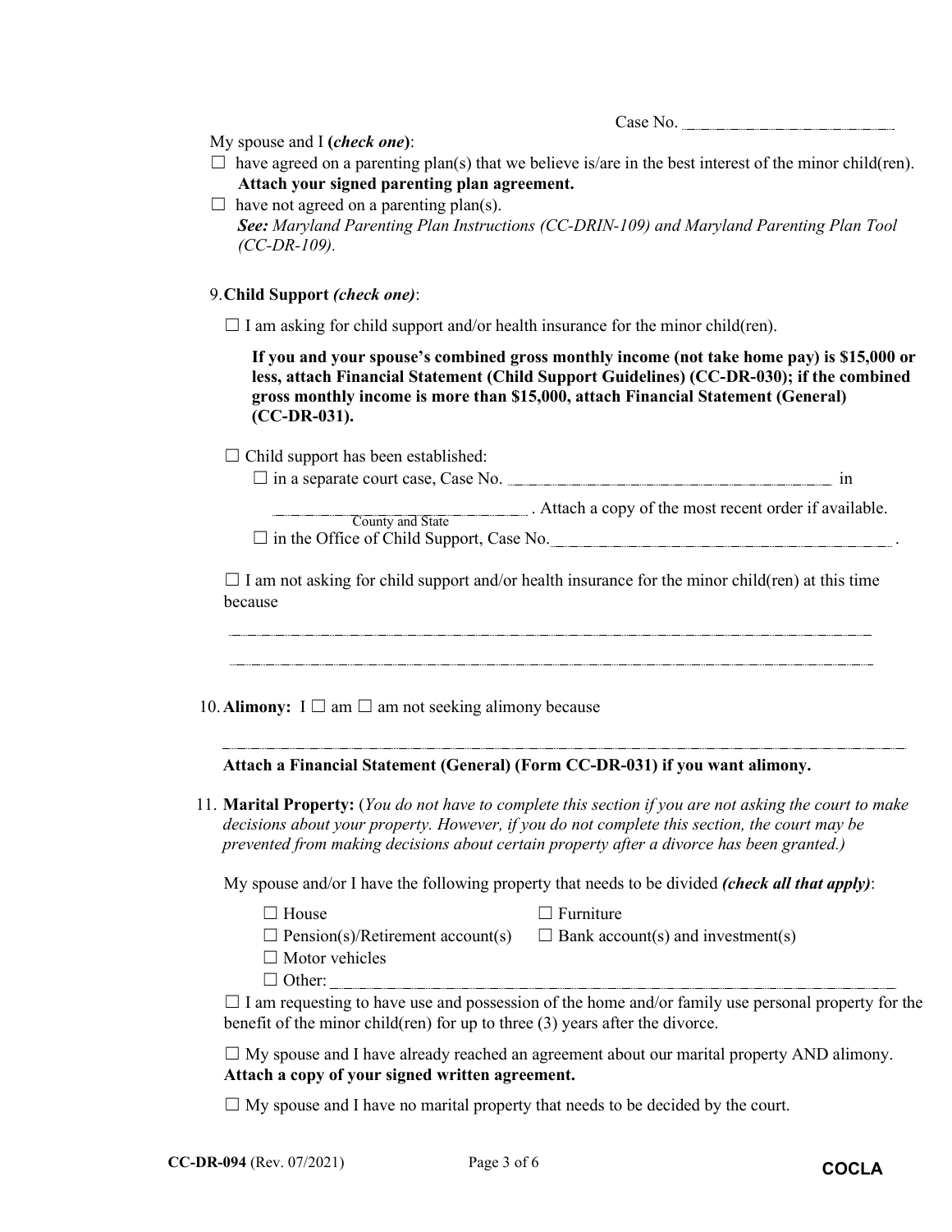Case No. ____________________

My spouse and I **(*check one*)**:

☐ have agreed on a parenting plan(s) that we believe is/are in the best interest of the minor child(ren). **Attach your signed parenting plan agreement.**

☐ have not agreed on a parenting plan(s).
***See:*** *Maryland Parenting Plan Instructions (CC-DRIN-109) and Maryland Parenting Plan Tool (CC-DR-109).*

9. **Child Support *(check one)***:

☐ I am asking for child support and/or health insurance for the minor child(ren).

**If you and your spouse's combined gross monthly income (not take home pay) is $15,000 or less, attach Financial Statement (Child Support Guidelines) (CC-DR-030); if the combined gross monthly income is more than $15,000, attach Financial Statement (General) (CC-DR-031).**

☐ Child support has been established:

☐ in a separate court case, Case No. ____________________ in ____________________ (County and State). Attach a copy of the most recent order if available.

☐ in the Office of Child Support, Case No. ____________________.

☐ I am not asking for child support and/or health insurance for the minor child(ren) at this time because

____________________________________________________________

____________________________________________________________

10. **Alimony:** I ☐ am ☐ am not seeking alimony because

____________________________________________________________

**Attach a Financial Statement (General) (Form CC-DR-031) if you want alimony.**

11. **Marital Property:** (*You do not have to complete this section if you are not asking the court to make decisions about your property. However, if you do not complete this section, the court may be prevented from making decisions about certain property after a divorce has been granted.)*

My spouse and/or I have the following property that needs to be divided ***(check all that apply)***:

☐ House ☐ Furniture
☐ Pension(s)/Retirement account(s) ☐ Bank account(s) and investment(s)
☐ Motor vehicles
☐ Other: ____________________

☐ I am requesting to have use and possession of the home and/or family use personal property for the benefit of the minor child(ren) for up to three (3) years after the divorce.

☐ My spouse and I have already reached an agreement about our marital property AND alimony. **Attach a copy of your signed written agreement.**

☐ My spouse and I have no marital property that needs to be decided by the court.

**CC-DR-094** (Rev. 07/2021) **COCLA**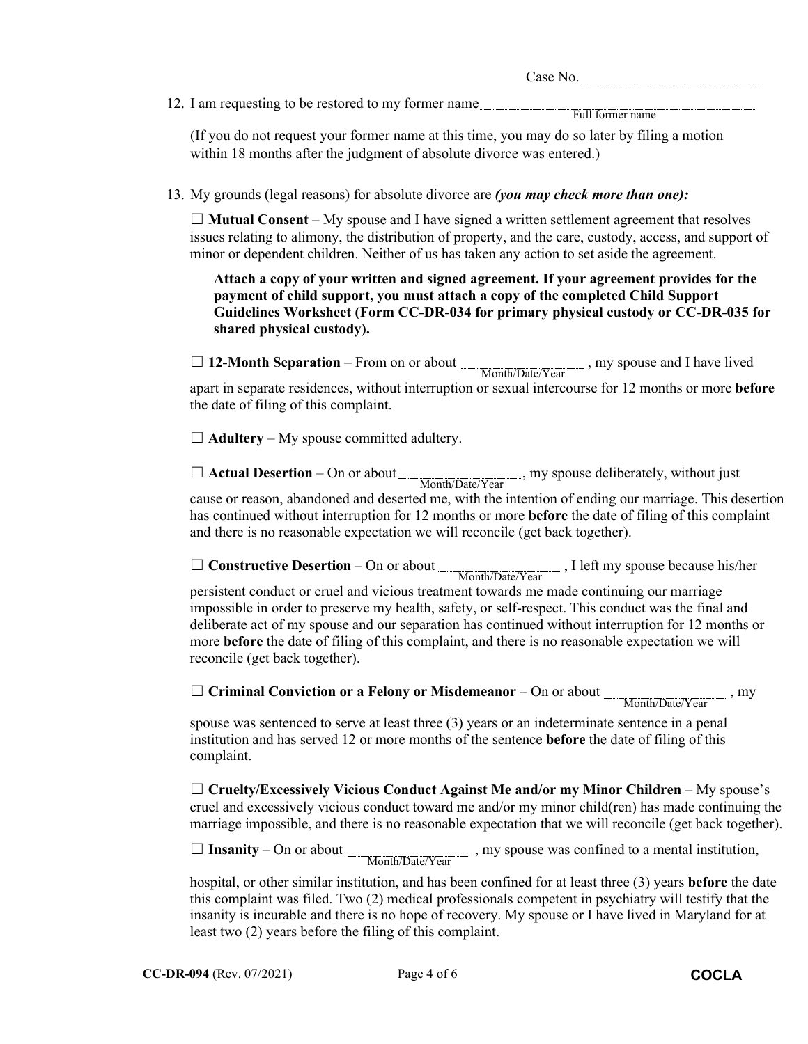Case No. ____________________

12. I am requesting to be restored to my former name ____________________ (Full former name)

    (If you do not request your former name at this time, you may do so later by filing a motion within 18 months after the judgment of absolute divorce was entered.)

13. My grounds (legal reasons) for absolute divorce are ***(you may check more than one):***

    ☐ **Mutual Consent** – My spouse and I have signed a written settlement agreement that resolves issues relating to alimony, the distribution of property, and the care, custody, access, and support of minor or dependent children. Neither of us has taken any action to set aside the agreement.

    **Attach a copy of your written and signed agreement. If your agreement provides for the payment of child support, you must attach a copy of the completed Child Support Guidelines Worksheet (Form CC-DR-034 for primary physical custody or CC-DR-035 for shared physical custody).**

    ☐ **12-Month Separation** – From on or about ____________ (Month/Date/Year), my spouse and I have lived apart in separate residences, without interruption or sexual intercourse for 12 months or more **before** the date of filing of this complaint.

    ☐ **Adultery** – My spouse committed adultery.

    ☐ **Actual Desertion** – On or about ____________ (Month/Date/Year), my spouse deliberately, without just cause or reason, abandoned and deserted me, with the intention of ending our marriage. This desertion has continued without interruption for 12 months or more **before** the date of filing of this complaint and there is no reasonable expectation we will reconcile (get back together).

    ☐ **Constructive Desertion** – On or about ____________ (Month/Date/Year), I left my spouse because his/her persistent conduct or cruel and vicious treatment towards me made continuing our marriage impossible in order to preserve my health, safety, or self-respect. This conduct was the final and deliberate act of my spouse and our separation has continued without interruption for 12 months or more **before** the date of filing of this complaint, and there is no reasonable expectation we will reconcile (get back together).

    ☐ **Criminal Conviction or a Felony or Misdemeanor** – On or about ____________ (Month/Date/Year), my spouse was sentenced to serve at least three (3) years or an indeterminate sentence in a penal institution and has served 12 or more months of the sentence **before** the date of filing of this complaint.

    ☐ **Cruelty/Excessively Vicious Conduct Against Me and/or my Minor Children** – My spouse's cruel and excessively vicious conduct toward me and/or my minor child(ren) has made continuing the marriage impossible, and there is no reasonable expectation that we will reconcile (get back together).

    ☐ **Insanity** – On or about ____________ (Month/Date/Year), my spouse was confined to a mental institution, hospital, or other similar institution, and has been confined for at least three (3) years **before** the date this complaint was filed. Two (2) medical professionals competent in psychiatry will testify that the insanity is incurable and there is no hope of recovery. My spouse or I have lived in Maryland for at least two (2) years before the filing of this complaint.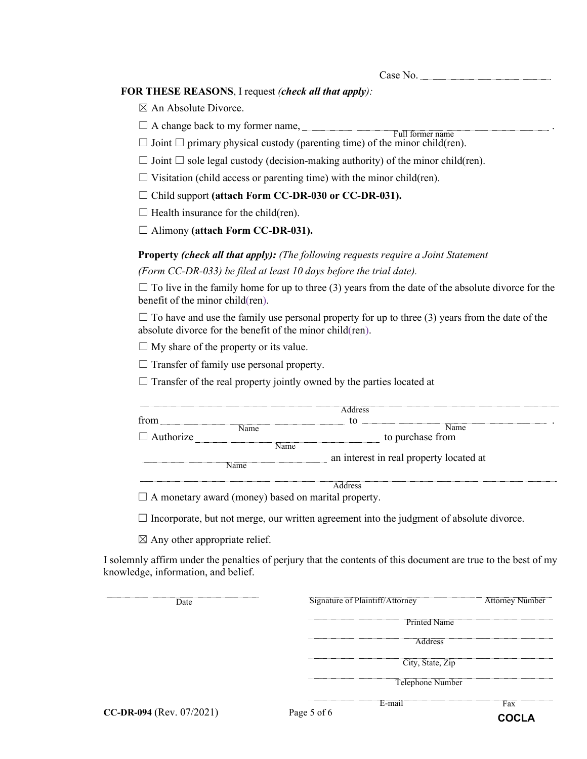Case No. ______________________

**FOR THESE REASONS**, I request *(check all that apply):*

☒ An Absolute Divorce.

☐ A change back to my former name, ______________________ (Full former name).

☐ Joint ☐ primary physical custody (parenting time) of the minor child(ren).

☐ Joint ☐ sole legal custody (decision-making authority) of the minor child(ren).

☐ Visitation (child access or parenting time) with the minor child(ren).

☐ Child support **(attach Form CC-DR-030 or CC-DR-031).**

☐ Health insurance for the child(ren).

☐ Alimony **(attach Form CC-DR-031).**

**Property** ***(check all that apply):*** *(The following requests require a Joint Statement (Form CC-DR-033) be filed at least 10 days before the trial date).*

☐ To live in the family home for up to three (3) years from the date of the absolute divorce for the benefit of the minor child(ren).

☐ To have and use the family use personal property for up to three (3) years from the date of the absolute divorce for the benefit of the minor child(ren).

☐ My share of the property or its value.

☐ Transfer of family use personal property.

☐ Transfer of the real property jointly owned by the parties located at

______________________ (Address)

from ______________________ (Name) to ______________________ (Name).

☐ Authorize ______________________ (Name) to purchase from

______________________ (Name) an interest in real property located at

______________________ (Address)

☐ A monetary award (money) based on marital property.

☐ Incorporate, but not merge, our written agreement into the judgment of absolute divorce.

☒ Any other appropriate relief.

I solemnly affirm under the penalties of perjury that the contents of this document are true to the best of my knowledge, information, and belief.

______________________ Date

______________________ Signature of Plaintiff/Attorney ______________________ Attorney Number

______________________ Printed Name

______________________ Address

______________________ City, State, Zip

______________________ Telephone Number

______________________ E-mail ______________________ Fax

**CC-DR-094** (Rev. 07/2021)

**COCLA**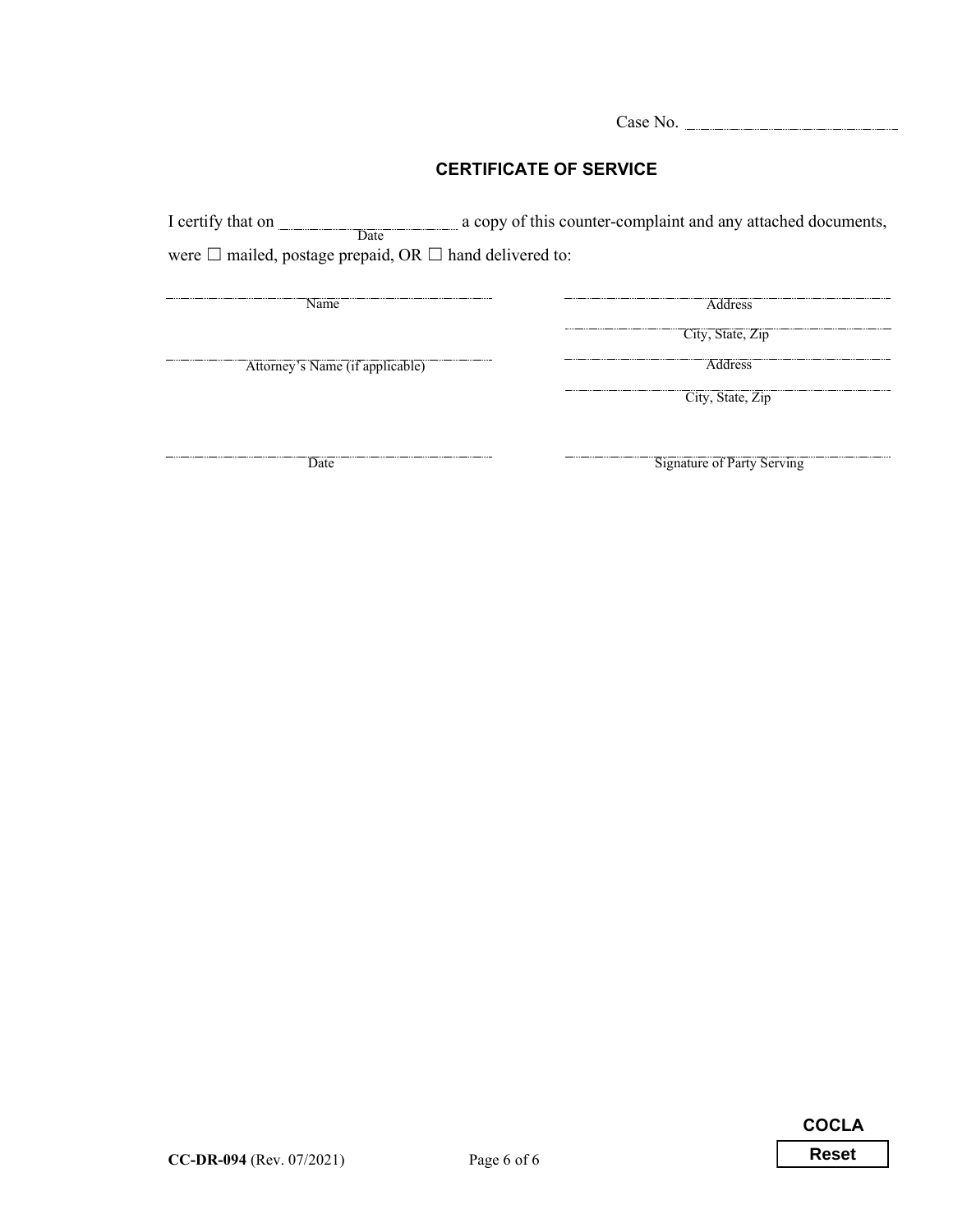Case No. ____________________

## CERTIFICATE OF SERVICE

I certify that on ____________________ (Date) a copy of this counter-complaint and any attached documents, were ☐ mailed, postage prepaid, OR ☐ hand delivered to:

| | |
|---|---|
| ______________________________ | ______________________________ |
| Name | Address |
| | ______________________________ |
| | City, State, Zip |
| ______________________________ | ______________________________ |
| Attorney's Name (if applicable) | Address |
| | ______________________________ |
| | City, State, Zip |
| ______________________________ | ______________________________ |
| Date | Signature of Party Serving |

COCLA

Reset

**CC-DR-094** (Rev. 07/2021)